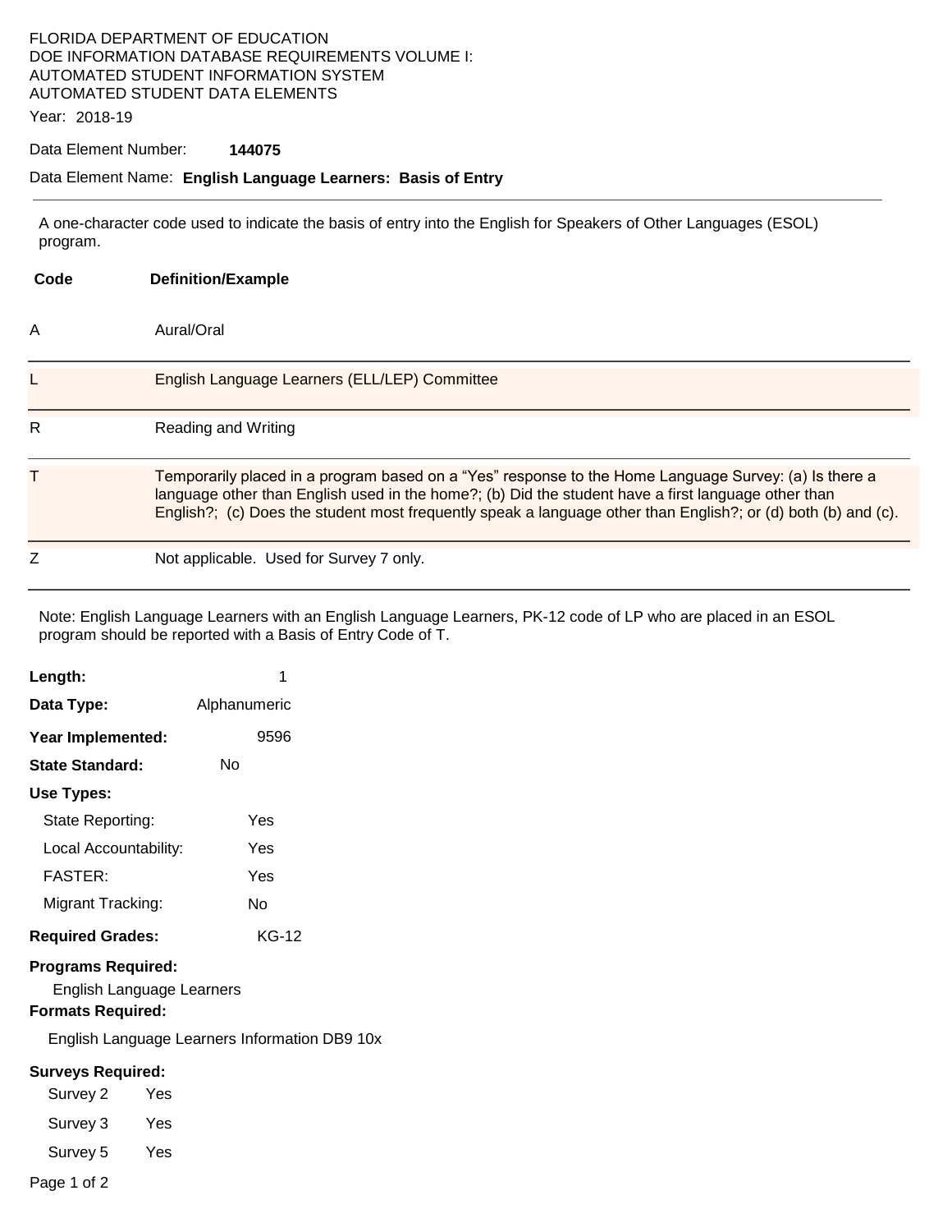FLORIDA DEPARTMENT OF EDUCATION
DOE INFORMATION DATABASE REQUIREMENTS VOLUME I:
AUTOMATED STUDENT INFORMATION SYSTEM
AUTOMATED STUDENT DATA ELEMENTS

Year: 2018-19

Data Element Number: **144075**

Data Element Name: **English Language Learners: Basis of Entry**

---

A one-character code used to indicate the basis of entry into the English for Speakers of Other Languages (ESOL) program.

| Code | Definition/Example |
|---|---|
| A | Aural/Oral |
| L | English Language Learners (ELL/LEP) Committee |
| R | Reading and Writing |
| T | Temporarily placed in a program based on a "Yes" response to the Home Language Survey: (a) Is there a language other than English used in the home?; (b) Did the student have a first language other than English?; (c) Does the student most frequently speak a language other than English?; or (d) both (b) and (c). |
| Z | Not applicable. Used for Survey 7 only. |

Note: English Language Learners with an English Language Learners, PK-12 code of LP who are placed in an ESOL program should be reported with a Basis of Entry Code of T.

**Length:** 1

**Data Type:** Alphanumeric

**Year Implemented:** 9596

**State Standard:** No

**Use Types:**

- State Reporting: Yes
- Local Accountability: Yes
- FASTER: Yes
- Migrant Tracking: No

**Required Grades:** KG-12

**Programs Required:**

English Language Learners

**Formats Required:**

English Language Learners Information DB9 10x

**Surveys Required:**

- Survey 2 Yes
- Survey 3 Yes
- Survey 5 Yes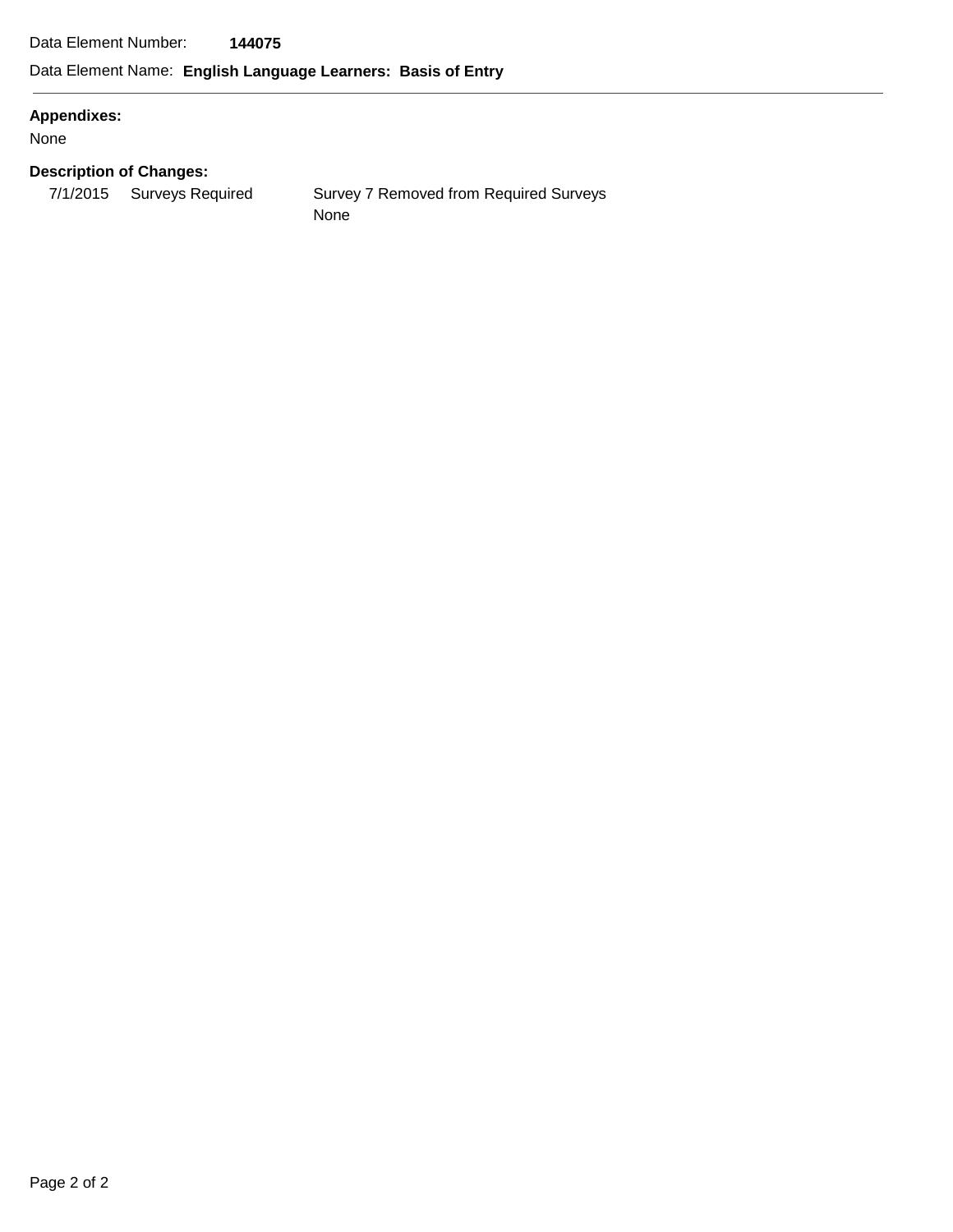Data Element Number: **144075**

Data Element Name: **English Language Learners: Basis of Entry**

---

**Appendixes:**

None

**Description of Changes:**

| | | |
|---|---|---|
| 7/1/2015 | Surveys Required | Survey 7 Removed from Required Surveys<br>None |